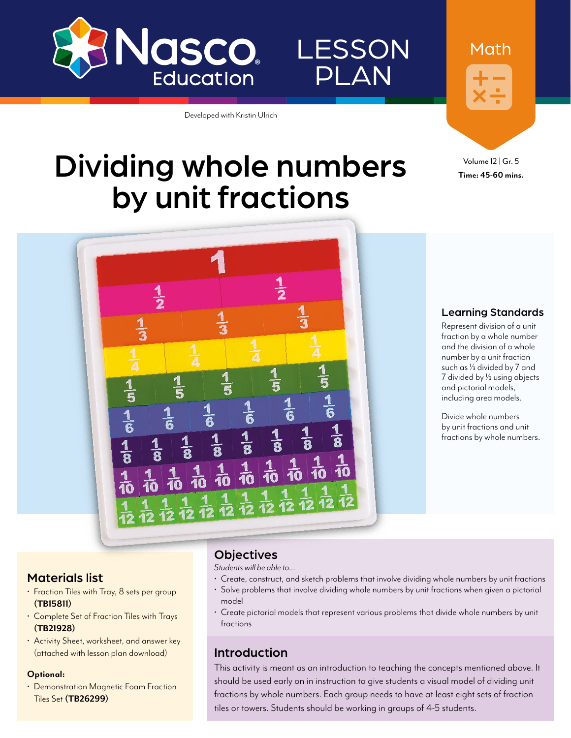Nasco Education

LESSON PLAN

Math

Developed with Kristin Ulrich

# Dividing whole numbers by unit fractions

Volume 12 | Gr. 5
**Time: 45-60 mins.**

## Learning Standards

Represent division of a unit fraction by a whole number and the division of a whole number by a unit fraction such as ⅓ divided by 7 and 7 divided by ⅓ using objects and pictorial models, including area models.

Divide whole numbers by unit fractions and unit fractions by whole numbers.

## Materials list

- Fraction Tiles with Tray, 8 sets per group **(TB15811)**
- Complete Set of Fraction Tiles with Trays **(TB21928)**
- Activity Sheet, worksheet, and answer key (attached with lesson plan download)

**Optional:**

- Demonstration Magnetic Foam Fraction Tiles Set **(TB26299)**

## Objectives

*Students will be able to…*

- Create, construct, and sketch problems that involve dividing whole numbers by unit fractions
- Solve problems that involve dividing whole numbers by unit fractions when given a pictorial model
- Create pictorial models that represent various problems that divide whole numbers by unit fractions

## Introduction

This activity is meant as an introduction to teaching the concepts mentioned above. It should be used early on in instruction to give students a visual model of dividing unit fractions by whole numbers. Each group needs to have at least eight sets of fraction tiles or towers. Students should be working in groups of 4-5 students.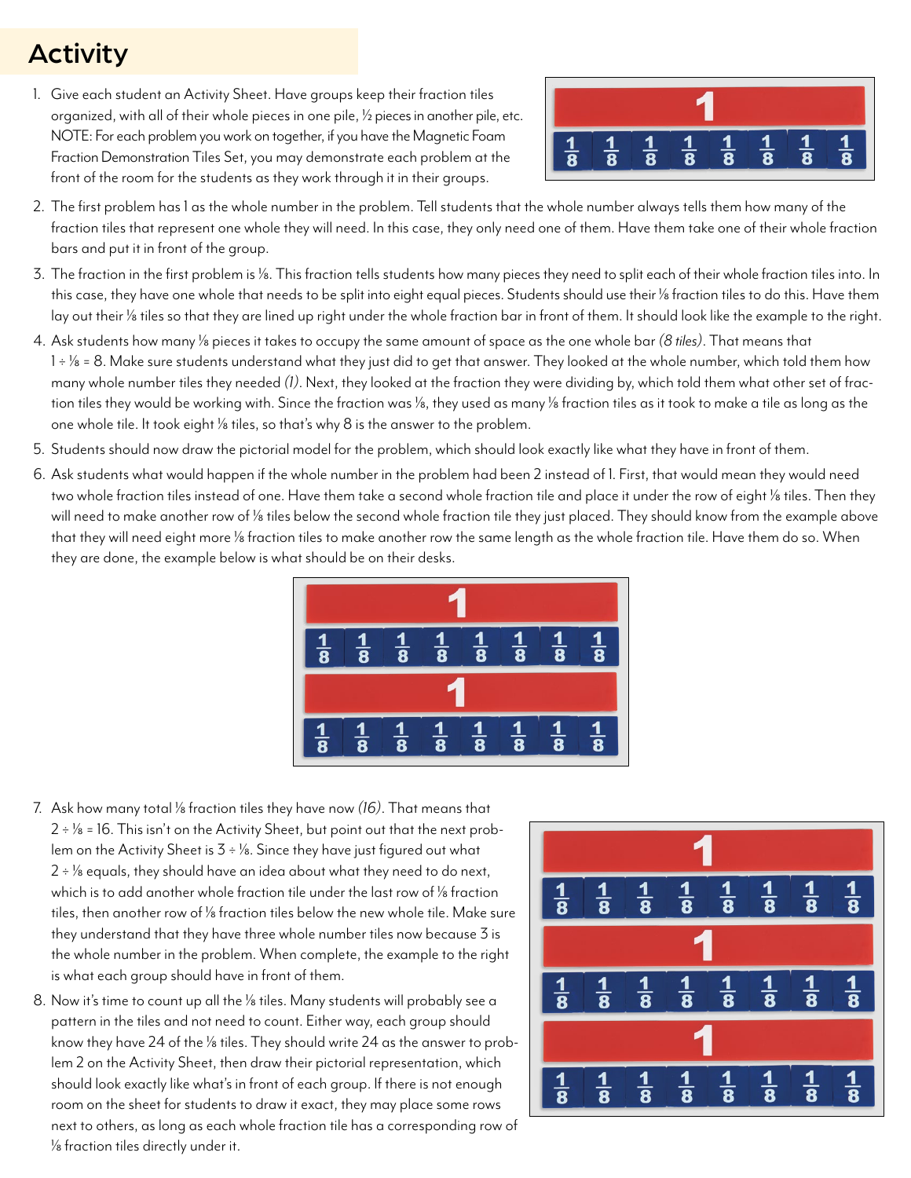## Activity

1. Give each student an Activity Sheet. Have groups keep their fraction tiles organized, with all of their whole pieces in one pile, ½ pieces in another pile, etc. NOTE: For each problem you work on together, if you have the Magnetic Foam Fraction Demonstration Tiles Set, you may demonstrate each problem at the front of the room for the students as they work through it in their groups.

2. The first problem has 1 as the whole number in the problem. Tell students that the whole number always tells them how many of the fraction tiles that represent one whole they will need. In this case, they only need one of them. Have them take one of their whole fraction bars and put it in front of the group.

3. The fraction in the first problem is ⅛. This fraction tells students how many pieces they need to split each of their whole fraction tiles into. In this case, they have one whole that needs to be split into eight equal pieces. Students should use their ⅛ fraction tiles to do this. Have them lay out their ⅛ tiles so that they are lined up right under the whole fraction bar in front of them. It should look like the example to the right.

4. Ask students how many ⅛ pieces it takes to occupy the same amount of space as the one whole bar *(8 tiles)*. That means that 1 ÷ ⅛ = 8. Make sure students understand what they just did to get that answer. They looked at the whole number, which told them how many whole number tiles they needed *(1)*. Next, they looked at the fraction they were dividing by, which told them what other set of fraction tiles they would be working with. Since the fraction was ⅛, they used as many ⅛ fraction tiles as it took to make a tile as long as the one whole tile. It took eight ⅛ tiles, so that's why 8 is the answer to the problem.

5. Students should now draw the pictorial model for the problem, which should look exactly like what they have in front of them.

6. Ask students what would happen if the whole number in the problem had been 2 instead of 1. First, that would mean they would need two whole fraction tiles instead of one. Have them take a second whole fraction tile and place it under the row of eight ⅛ tiles. Then they will need to make another row of ⅛ tiles below the second whole fraction tile they just placed. They should know from the example above that they will need eight more ⅛ fraction tiles to make another row the same length as the whole fraction tile. Have them do so. When they are done, the example below is what should be on their desks.

7. Ask how many total ⅛ fraction tiles they have now *(16)*. That means that 2 ÷ ⅛ = 16. This isn't on the Activity Sheet, but point out that the next problem on the Activity Sheet is 3 ÷ ⅛. Since they have just figured out what 2 ÷ ⅛ equals, they should have an idea about what they need to do next, which is to add another whole fraction tile under the last row of ⅛ fraction tiles, then another row of ⅛ fraction tiles below the new whole tile. Make sure they understand that they have three whole number tiles now because 3 is the whole number in the problem. When complete, the example to the right is what each group should have in front of them.

8. Now it's time to count up all the ⅛ tiles. Many students will probably see a pattern in the tiles and not need to count. Either way, each group should know they have 24 of the ⅛ tiles. They should write 24 as the answer to problem 2 on the Activity Sheet, then draw their pictorial representation, which should look exactly like what's in front of each group. If there is not enough room on the sheet for students to draw it exact, they may place some rows next to others, as long as each whole fraction tile has a corresponding row of ⅛ fraction tiles directly under it.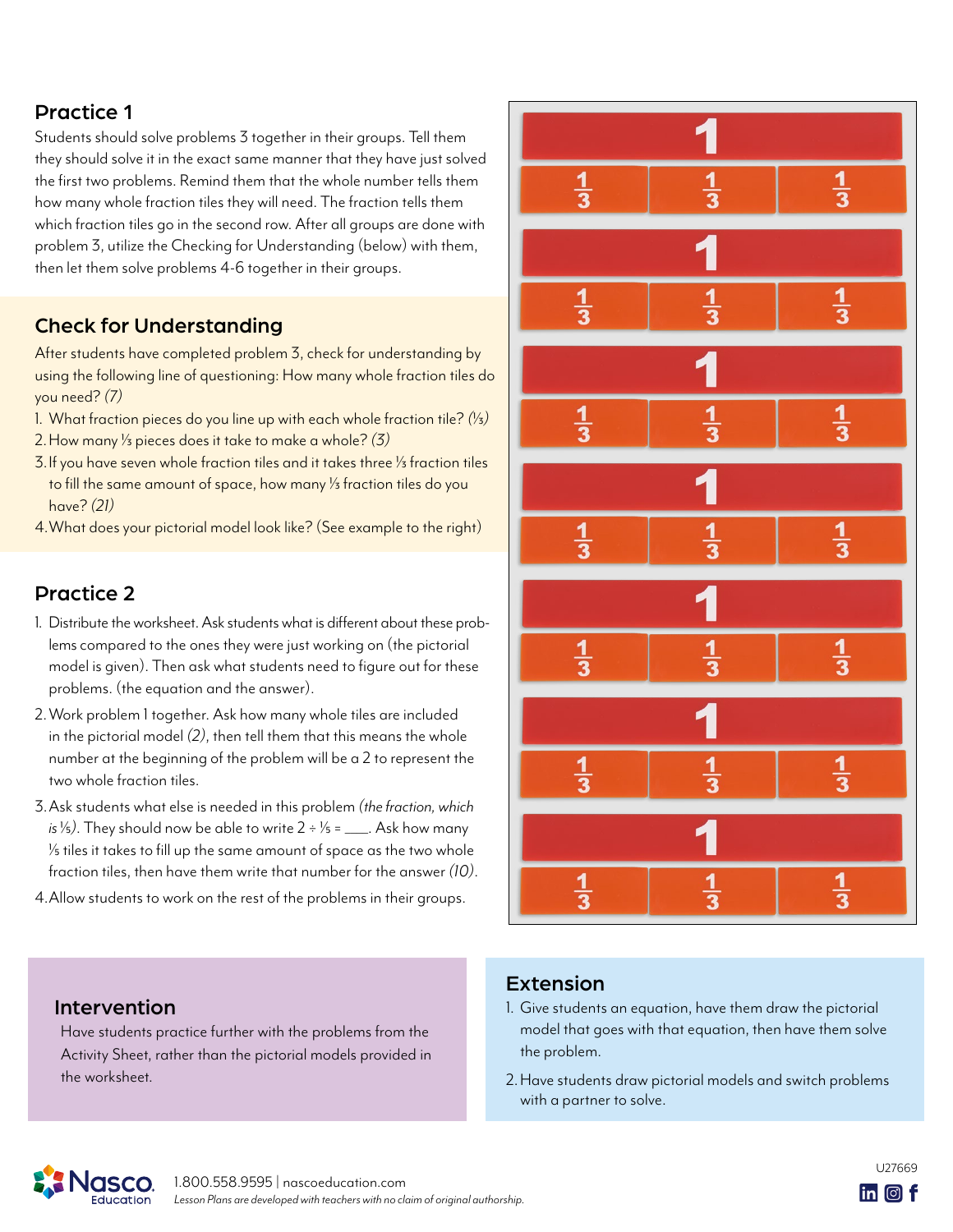## Practice 1

Students should solve problems 3 together in their groups. Tell them they should solve it in the exact same manner that they have just solved the first two problems. Remind them that the whole number tells them how many whole fraction tiles they will need. The fraction tells them which fraction tiles go in the second row. After all groups are done with problem 3, utilize the Checking for Understanding (below) with them, then let them solve problems 4-6 together in their groups.

## Check for Understanding

After students have completed problem 3, check for understanding by using the following line of questioning: How many whole fraction tiles do you need? *(7)*

1. What fraction pieces do you line up with each whole fraction tile? *(⅓)*
2. How many ⅓ pieces does it take to make a whole? *(3)*
3. If you have seven whole fraction tiles and it takes three ⅓ fraction tiles to fill the same amount of space, how many ⅓ fraction tiles do you have? *(21)*
4. What does your pictorial model look like? (See example to the right)

## Practice 2

1. Distribute the worksheet. Ask students what is different about these problems compared to the ones they were just working on (the pictorial model is given). Then ask what students need to figure out for these problems. (the equation and the answer).
2. Work problem 1 together. Ask how many whole tiles are included in the pictorial model *(2)*, then tell them that this means the whole number at the beginning of the problem will be a 2 to represent the two whole fraction tiles.
3. Ask students what else is needed in this problem *(the fraction, which is ⅕)*. They should now be able to write 2 ÷ ⅕ = ___. Ask how many ⅕ tiles it takes to fill up the same amount of space as the two whole fraction tiles, then have them write that number for the answer *(10)*.
4. Allow students to work on the rest of the problems in their groups.

## Intervention

Have students practice further with the problems from the Activity Sheet, rather than the pictorial models provided in the worksheet.

## Extension

1. Give students an equation, have them draw the pictorial model that goes with that equation, then have them solve the problem.
2. Have students draw pictorial models and switch problems with a partner to solve.

1.800.558.9595 | nascoeducation.com
*Lesson Plans are developed with teachers with no claim of original authorship.*

U27669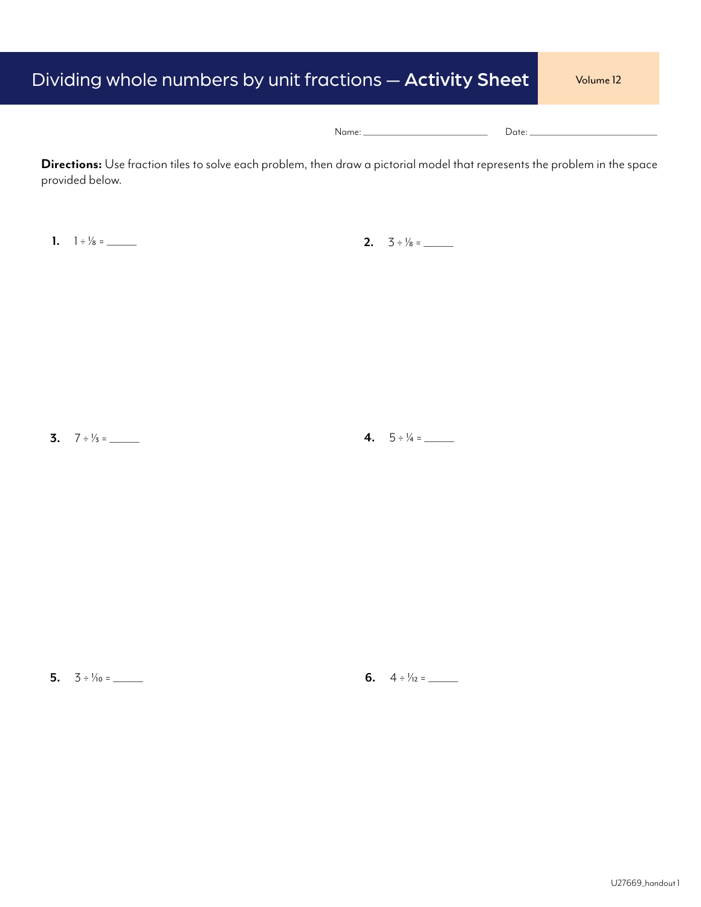# Dividing whole numbers by unit fractions — **Activity Sheet**

Volume 12

Name: ______________________ Date: ______________________

**Directions:** Use fraction tiles to solve each problem, then draw a pictorial model that represents the problem in the space provided below.

**1.** $1 \div \frac{1}{8} =$ ______

**2.** $3 \div \frac{1}{8} =$ ______

**3.** $7 \div \frac{1}{3} =$ ______

**4.** $5 \div \frac{1}{4} =$ ______

**5.** $3 \div \frac{1}{10} =$ ______

**6.** $4 \div \frac{1}{12} =$ ______

U27669_handout 1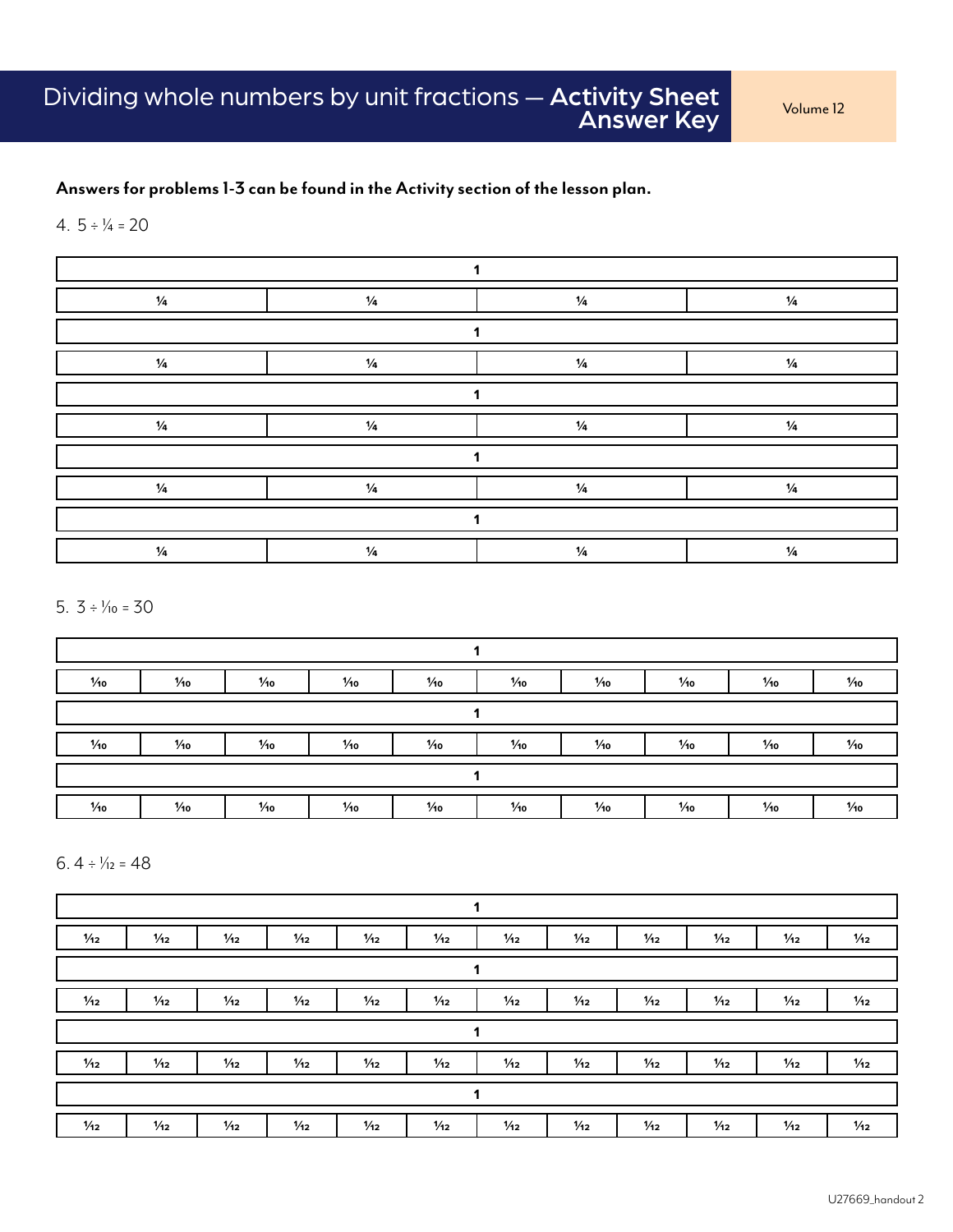# Dividing whole numbers by unit fractions — Activity Sheet Answer Key

Volume 12

**Answers for problems 1-3 can be found in the Activity section of the lesson plan.**

4. $5 \div \frac{1}{4} = 20$

| 1 | | | |
|---|---|---|---|
| $\frac{1}{4}$ | $\frac{1}{4}$ | $\frac{1}{4}$ | $\frac{1}{4}$ |

| 1 | | | |
|---|---|---|---|
| $\frac{1}{4}$ | $\frac{1}{4}$ | $\frac{1}{4}$ | $\frac{1}{4}$ |

| 1 | | | |
|---|---|---|---|
| $\frac{1}{4}$ | $\frac{1}{4}$ | $\frac{1}{4}$ | $\frac{1}{4}$ |

| 1 | | | |
|---|---|---|---|
| $\frac{1}{4}$ | $\frac{1}{4}$ | $\frac{1}{4}$ | $\frac{1}{4}$ |

| 1 | | | |
|---|---|---|---|
| $\frac{1}{4}$ | $\frac{1}{4}$ | $\frac{1}{4}$ | $\frac{1}{4}$ |

5. $3 \div \frac{1}{10} = 30$

| 1 | | | | | | | | | |
|---|---|---|---|---|---|---|---|---|---|
| $\frac{1}{10}$ | $\frac{1}{10}$ | $\frac{1}{10}$ | $\frac{1}{10}$ | $\frac{1}{10}$ | $\frac{1}{10}$ | $\frac{1}{10}$ | $\frac{1}{10}$ | $\frac{1}{10}$ | $\frac{1}{10}$ |

| 1 | | | | | | | | | |
|---|---|---|---|---|---|---|---|---|---|
| $\frac{1}{10}$ | $\frac{1}{10}$ | $\frac{1}{10}$ | $\frac{1}{10}$ | $\frac{1}{10}$ | $\frac{1}{10}$ | $\frac{1}{10}$ | $\frac{1}{10}$ | $\frac{1}{10}$ | $\frac{1}{10}$ |

| 1 | | | | | | | | | |
|---|---|---|---|---|---|---|---|---|---|
| $\frac{1}{10}$ | $\frac{1}{10}$ | $\frac{1}{10}$ | $\frac{1}{10}$ | $\frac{1}{10}$ | $\frac{1}{10}$ | $\frac{1}{10}$ | $\frac{1}{10}$ | $\frac{1}{10}$ | $\frac{1}{10}$ |

6. $4 \div \frac{1}{12} = 48$

| 1 | | | | | | | | | | | |
|---|---|---|---|---|---|---|---|---|---|---|---|
| $\frac{1}{12}$ | $\frac{1}{12}$ | $\frac{1}{12}$ | $\frac{1}{12}$ | $\frac{1}{12}$ | $\frac{1}{12}$ | $\frac{1}{12}$ | $\frac{1}{12}$ | $\frac{1}{12}$ | $\frac{1}{12}$ | $\frac{1}{12}$ | $\frac{1}{12}$ |

| 1 | | | | | | | | | | | |
|---|---|---|---|---|---|---|---|---|---|---|---|
| $\frac{1}{12}$ | $\frac{1}{12}$ | $\frac{1}{12}$ | $\frac{1}{12}$ | $\frac{1}{12}$ | $\frac{1}{12}$ | $\frac{1}{12}$ | $\frac{1}{12}$ | $\frac{1}{12}$ | $\frac{1}{12}$ | $\frac{1}{12}$ | $\frac{1}{12}$ |

| 1 | | | | | | | | | | | |
|---|---|---|---|---|---|---|---|---|---|---|---|
| $\frac{1}{12}$ | $\frac{1}{12}$ | $\frac{1}{12}$ | $\frac{1}{12}$ | $\frac{1}{12}$ | $\frac{1}{12}$ | $\frac{1}{12}$ | $\frac{1}{12}$ | $\frac{1}{12}$ | $\frac{1}{12}$ | $\frac{1}{12}$ | $\frac{1}{12}$ |

| 1 | | | | | | | | | | | |
|---|---|---|---|---|---|---|---|---|---|---|---|
| $\frac{1}{12}$ | $\frac{1}{12}$ | $\frac{1}{12}$ | $\frac{1}{12}$ | $\frac{1}{12}$ | $\frac{1}{12}$ | $\frac{1}{12}$ | $\frac{1}{12}$ | $\frac{1}{12}$ | $\frac{1}{12}$ | $\frac{1}{12}$ | $\frac{1}{12}$ |

U27669_handout 2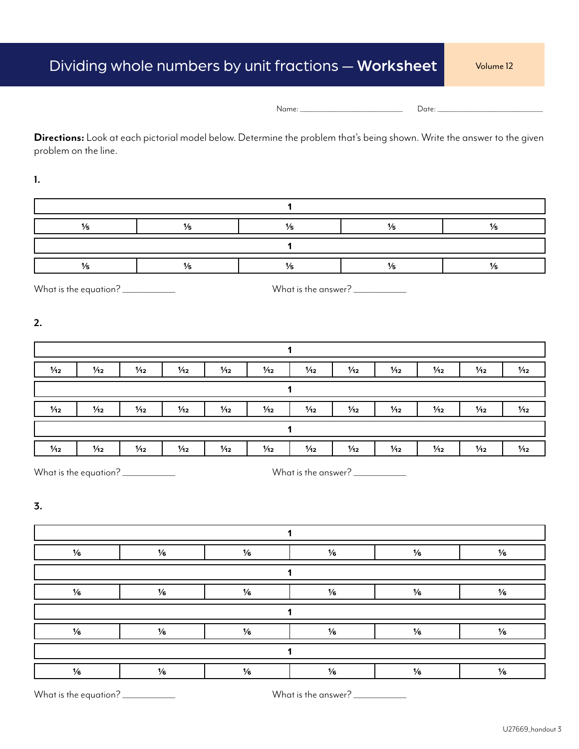# Dividing whole numbers by unit fractions — **Worksheet**

Volume 12

Name: ____________________ Date: ____________________

**Directions:** Look at each pictorial model below. Determine the problem that's being shown. Write the answer to the given problem on the line.

**1.**

| 1 | | | | |
|---|---|---|---|---|
| $\frac{1}{5}$ | $\frac{1}{5}$ | $\frac{1}{5}$ | $\frac{1}{5}$ | $\frac{1}{5}$ |

| 1 | | | | |
|---|---|---|---|---|
| $\frac{1}{5}$ | $\frac{1}{5}$ | $\frac{1}{5}$ | $\frac{1}{5}$ | $\frac{1}{5}$ |

What is the equation? __________ What is the answer? __________

**2.**

| 1 | | | | | | | | | | | |
|---|---|---|---|---|---|---|---|---|---|---|---|
| $\frac{1}{12}$ | $\frac{1}{12}$ | $\frac{1}{12}$ | $\frac{1}{12}$ | $\frac{1}{12}$ | $\frac{1}{12}$ | $\frac{1}{12}$ | $\frac{1}{12}$ | $\frac{1}{12}$ | $\frac{1}{12}$ | $\frac{1}{12}$ | $\frac{1}{12}$ |

| 1 | | | | | | | | | | | |
|---|---|---|---|---|---|---|---|---|---|---|---|
| $\frac{1}{12}$ | $\frac{1}{12}$ | $\frac{1}{12}$ | $\frac{1}{12}$ | $\frac{1}{12}$ | $\frac{1}{12}$ | $\frac{1}{12}$ | $\frac{1}{12}$ | $\frac{1}{12}$ | $\frac{1}{12}$ | $\frac{1}{12}$ | $\frac{1}{12}$ |

| 1 | | | | | | | | | | | |
|---|---|---|---|---|---|---|---|---|---|---|---|
| $\frac{1}{12}$ | $\frac{1}{12}$ | $\frac{1}{12}$ | $\frac{1}{12}$ | $\frac{1}{12}$ | $\frac{1}{12}$ | $\frac{1}{12}$ | $\frac{1}{12}$ | $\frac{1}{12}$ | $\frac{1}{12}$ | $\frac{1}{12}$ | $\frac{1}{12}$ |

What is the equation? __________ What is the answer? __________

**3.**

| 1 | | | | | |
|---|---|---|---|---|---|
| $\frac{1}{6}$ | $\frac{1}{6}$ | $\frac{1}{6}$ | $\frac{1}{6}$ | $\frac{1}{6}$ | $\frac{1}{6}$ |

| 1 | | | | | |
|---|---|---|---|---|---|
| $\frac{1}{6}$ | $\frac{1}{6}$ | $\frac{1}{6}$ | $\frac{1}{6}$ | $\frac{1}{6}$ | $\frac{1}{6}$ |

| 1 | | | | | |
|---|---|---|---|---|---|
| $\frac{1}{6}$ | $\frac{1}{6}$ | $\frac{1}{6}$ | $\frac{1}{6}$ | $\frac{1}{6}$ | $\frac{1}{6}$ |

| 1 | | | | | |
|---|---|---|---|---|---|
| $\frac{1}{6}$ | $\frac{1}{6}$ | $\frac{1}{6}$ | $\frac{1}{6}$ | $\frac{1}{6}$ | $\frac{1}{6}$ |

What is the equation? __________ What is the answer? __________

U27669_handout 3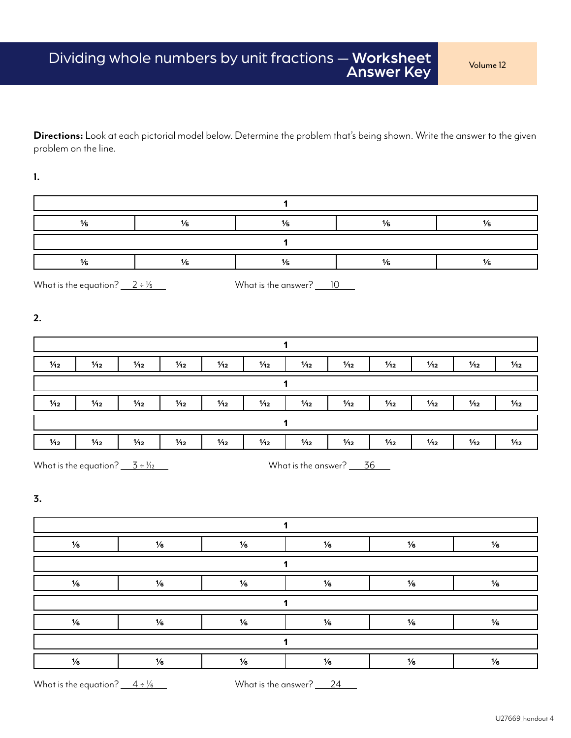# Dividing whole numbers by unit fractions — **Worksheet Answer Key**

Volume 12

**Directions:** Look at each pictorial model below. Determine the problem that's being shown. Write the answer to the given problem on the line.

**1.**

| 1 | | | | |
|---|---|---|---|---|
| $\frac{1}{5}$ | $\frac{1}{5}$ | $\frac{1}{5}$ | $\frac{1}{5}$ | $\frac{1}{5}$ |
| 1 | | | | |
| $\frac{1}{5}$ | $\frac{1}{5}$ | $\frac{1}{5}$ | $\frac{1}{5}$ | $\frac{1}{5}$ |

What is the equation? $2 \div \frac{1}{5}$ What is the answer? 10

**2.**

| 1 | | | | | | | | | | | |
|---|---|---|---|---|---|---|---|---|---|---|---|
| $\frac{1}{12}$ | $\frac{1}{12}$ | $\frac{1}{12}$ | $\frac{1}{12}$ | $\frac{1}{12}$ | $\frac{1}{12}$ | $\frac{1}{12}$ | $\frac{1}{12}$ | $\frac{1}{12}$ | $\frac{1}{12}$ | $\frac{1}{12}$ | $\frac{1}{12}$ |
| 1 | | | | | | | | | | | |
| $\frac{1}{12}$ | $\frac{1}{12}$ | $\frac{1}{12}$ | $\frac{1}{12}$ | $\frac{1}{12}$ | $\frac{1}{12}$ | $\frac{1}{12}$ | $\frac{1}{12}$ | $\frac{1}{12}$ | $\frac{1}{12}$ | $\frac{1}{12}$ | $\frac{1}{12}$ |
| 1 | | | | | | | | | | | |
| $\frac{1}{12}$ | $\frac{1}{12}$ | $\frac{1}{12}$ | $\frac{1}{12}$ | $\frac{1}{12}$ | $\frac{1}{12}$ | $\frac{1}{12}$ | $\frac{1}{12}$ | $\frac{1}{12}$ | $\frac{1}{12}$ | $\frac{1}{12}$ | $\frac{1}{12}$ |

What is the equation? $3 \div \frac{1}{12}$ What is the answer? 36

**3.**

| 1 | | | | | |
|---|---|---|---|---|---|
| $\frac{1}{6}$ | $\frac{1}{6}$ | $\frac{1}{6}$ | $\frac{1}{6}$ | $\frac{1}{6}$ | $\frac{1}{6}$ |
| 1 | | | | | |
| $\frac{1}{6}$ | $\frac{1}{6}$ | $\frac{1}{6}$ | $\frac{1}{6}$ | $\frac{1}{6}$ | $\frac{1}{6}$ |
| 1 | | | | | |
| $\frac{1}{6}$ | $\frac{1}{6}$ | $\frac{1}{6}$ | $\frac{1}{6}$ | $\frac{1}{6}$ | $\frac{1}{6}$ |
| 1 | | | | | |
| $\frac{1}{6}$ | $\frac{1}{6}$ | $\frac{1}{6}$ | $\frac{1}{6}$ | $\frac{1}{6}$ | $\frac{1}{6}$ |

What is the equation? $4 \div \frac{1}{6}$ What is the answer? 24

U27669_handout 4